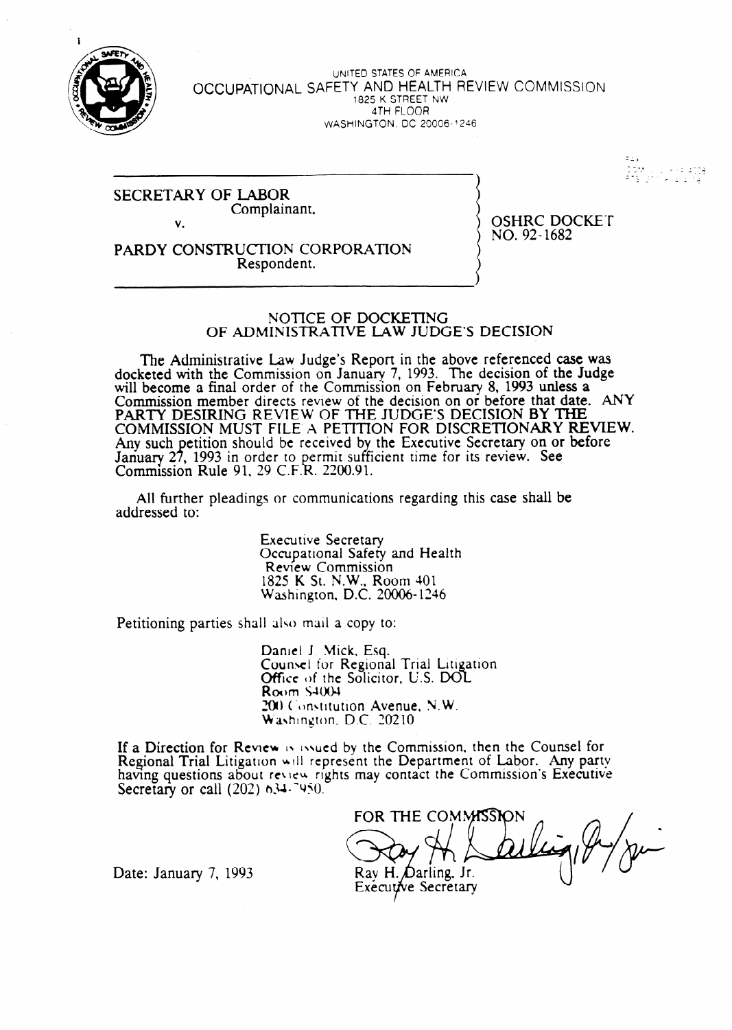UNITED STATES OF AMERICA
OCCUPATIONAL SAFETY AND HEALTH REVIEW COMMISSION
1825 K STREET NW
4TH FLOOR
WASHINGTON, DC 20006-1246

SECRETARY OF LABOR
Complainant,

v.

PARDY CONSTRUCTION CORPORATION
Respondent.

OSHRC DOCKET NO. 92-1682

## NOTICE OF DOCKETING OF ADMINISTRATIVE LAW JUDGE'S DECISION

The Administrative Law Judge's Report in the above referenced case was docketed with the Commission on January 7, 1993. The decision of the Judge will become a final order of the Commission on February 8, 1993 unless a Commission member directs review of the decision on or before that date. ANY PARTY DESIRING REVIEW OF THE JUDGE'S DECISION BY THE COMMISSION MUST FILE A PETITION FOR DISCRETIONARY REVIEW. Any such petition should be received by the Executive Secretary on or before January 27, 1993 in order to permit sufficient time for its review. See Commission Rule 91, 29 C.F.R. 2200.91.

All further pleadings or communications regarding this case shall be addressed to:

Executive Secretary
Occupational Safety and Health Review Commission
1825 K St. N.W., Room 401
Washington, D.C. 20006-1246

Petitioning parties shall also mail a copy to:

Daniel J. Mick, Esq.
Counsel for Regional Trial Litigation
Office of the Solicitor, U.S. DOL
Room S4004
200 Constitution Avenue, N.W.
Washington, D.C. 20210

If a Direction for Review is issued by the Commission, then the Counsel for Regional Trial Litigation will represent the Department of Labor. Any party having questions about review rights may contact the Commission's Executive Secretary or call (202) 634-7950.

FOR THE COMMISSION

Ray H. Darling, Jr.
Executive Secretary

Date: January 7, 1993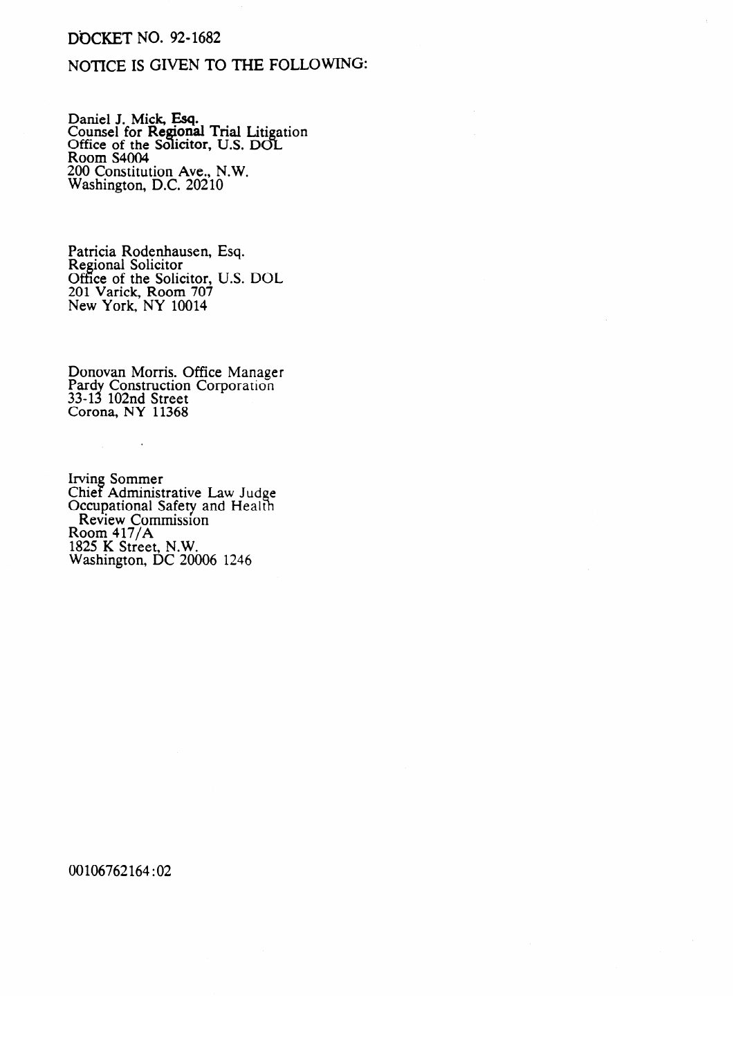DOCKET NO. 92-1682

NOTICE IS GIVEN TO THE FOLLOWING:

Daniel J. Mick, Esq.
Counsel for Regional Trial Litigation
Office of the Solicitor, U.S. DOL
Room S4004
200 Constitution Ave., N.W.
Washington, D.C. 20210

Patricia Rodenhausen, Esq.
Regional Solicitor
Office of the Solicitor, U.S. DOL
201 Varick, Room 707
New York, NY 10014

Donovan Morris. Office Manager
Pardy Construction Corporation
33-13 102nd Street
Corona, NY 11368

Irving Sommer
Chief Administrative Law Judge
Occupational Safety and Health
Review Commission
Room 417/A
1825 K Street, N.W.
Washington, DC 20006 1246

00106762164:02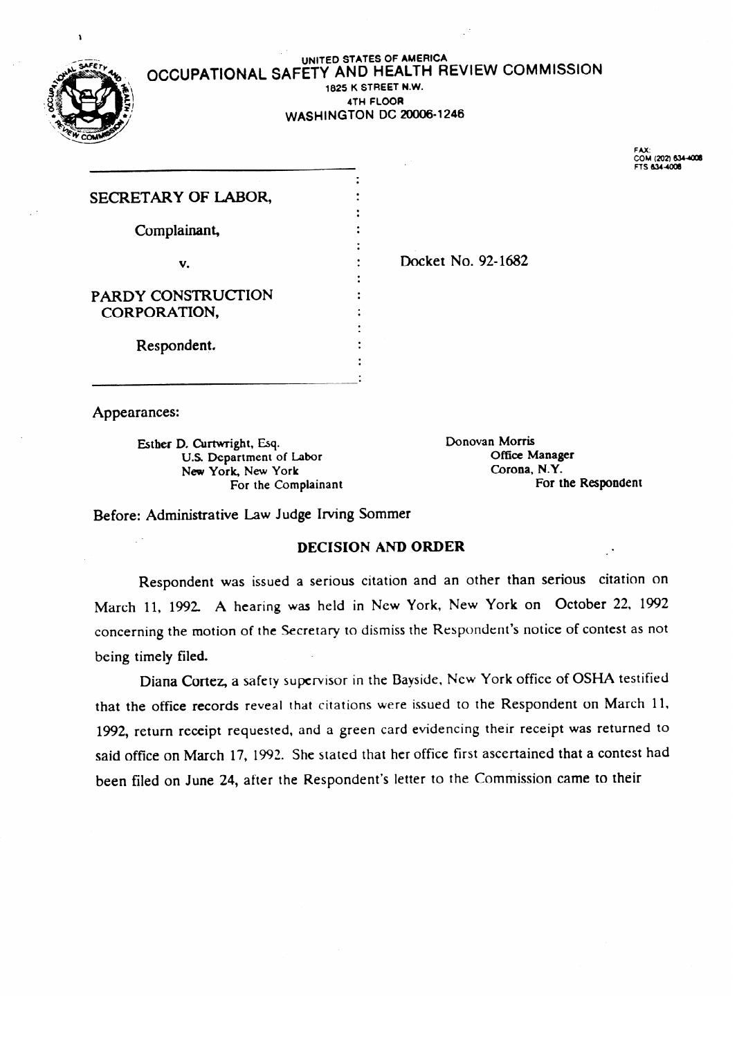UNITED STATES OF AMERICA

# OCCUPATIONAL SAFETY AND HEALTH REVIEW COMMISSION

1825 K STREET N.W.
4TH FLOOR
WASHINGTON DC 20006-1246

FAX:
COM (202) 634-4008
FTS 634-4008

SECRETARY OF LABOR,

Complainant,

v.

PARDY CONSTRUCTION CORPORATION,

Respondent.

Docket No. 92-1682

Appearances:

Esther D. Curtwright, Esq.
U.S. Department of Labor
New York, New York
For the Complainant

Donovan Morris
Office Manager
Corona, N.Y.
For the Respondent

Before: Administrative Law Judge Irving Sommer

## DECISION AND ORDER

Respondent was issued a serious citation and an other than serious citation on March 11, 1992. A hearing was held in New York, New York on October 22, 1992 concerning the motion of the Secretary to dismiss the Respondent's notice of contest as not being timely filed.

Diana Cortez, a safety supervisor in the Bayside, New York office of OSHA testified that the office records reveal that citations were issued to the Respondent on March 11, 1992, return receipt requested, and a green card evidencing their receipt was returned to said office on March 17, 1992. She stated that her office first ascertained that a contest had been filed on June 24, after the Respondent's letter to the Commission came to their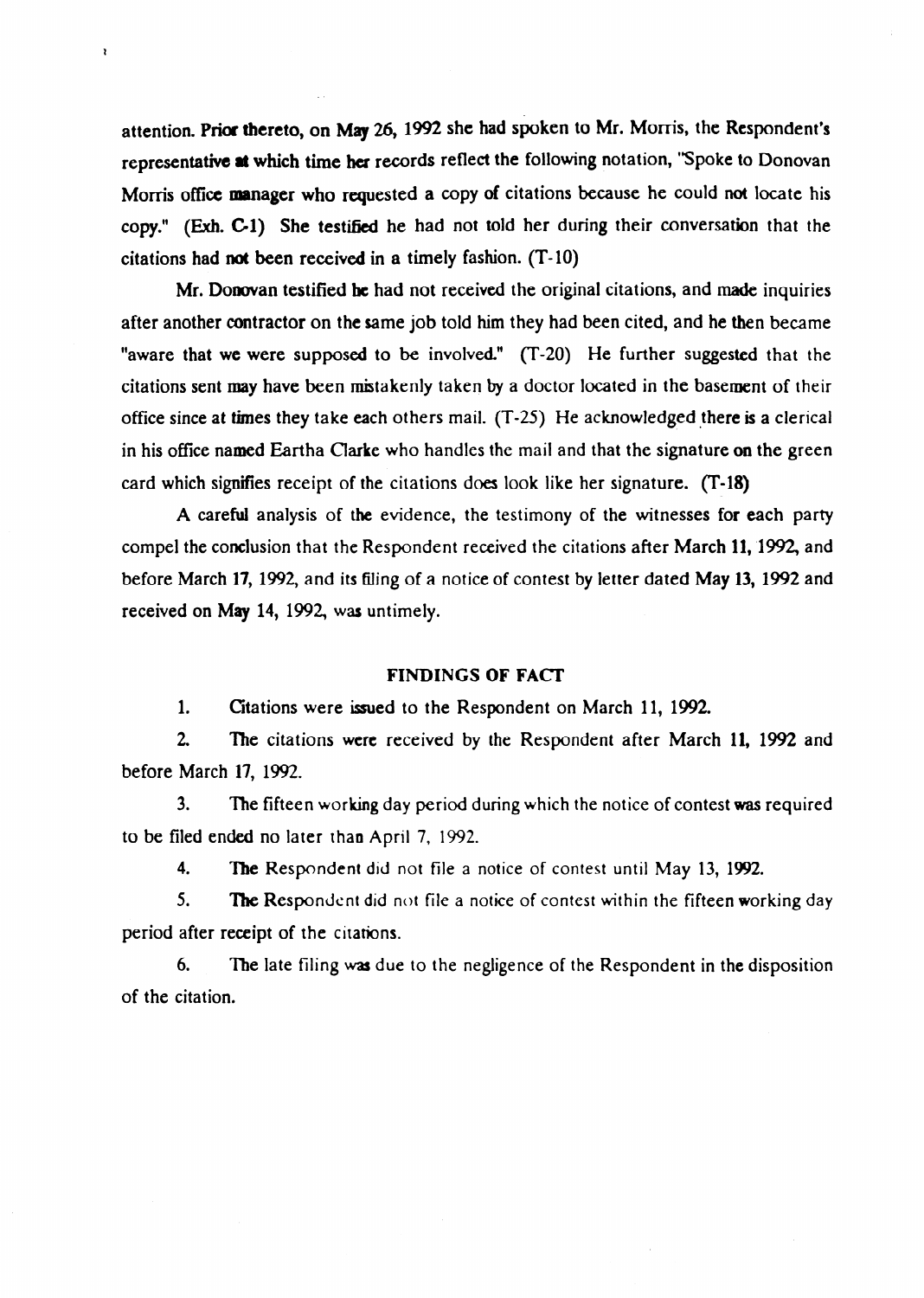attention. Prior thereto, on May 26, 1992 she had spoken to Mr. Morris, the Respondent's representative at which time her records reflect the following notation, "Spoke to Donovan Morris office manager who requested a copy of citations because he could not locate his copy." (Exh. C-1) She testified he had not told her during their conversation that the citations had not been received in a timely fashion. (T-10)

Mr. Donovan testified he had not received the original citations, and made inquiries after another contractor on the same job told him they had been cited, and he then became "aware that we were supposed to be involved." (T-20) He further suggested that the citations sent may have been mistakenly taken by a doctor located in the basement of their office since at times they take each others mail. (T-25) He acknowledged there is a clerical in his office named Eartha Clarke who handles the mail and that the signature on the green card which signifies receipt of the citations does look like her signature. (T-18)

A careful analysis of the evidence, the testimony of the witnesses for each party compel the conclusion that the Respondent received the citations after March 11, 1992, and before March 17, 1992, and its filing of a notice of contest by letter dated May 13, 1992 and received on May 14, 1992, was untimely.

## FINDINGS OF FACT

1. Citations were issued to the Respondent on March 11, 1992.

2. The citations were received by the Respondent after March 11, 1992 and before March 17, 1992.

3. The fifteen working day period during which the notice of contest was required to be filed ended no later than April 7, 1992.

4. The Respondent did not file a notice of contest until May 13, 1992.

5. The Respondent did not file a notice of contest within the fifteen working day period after receipt of the citations.

6. The late filing was due to the negligence of the Respondent in the disposition of the citation.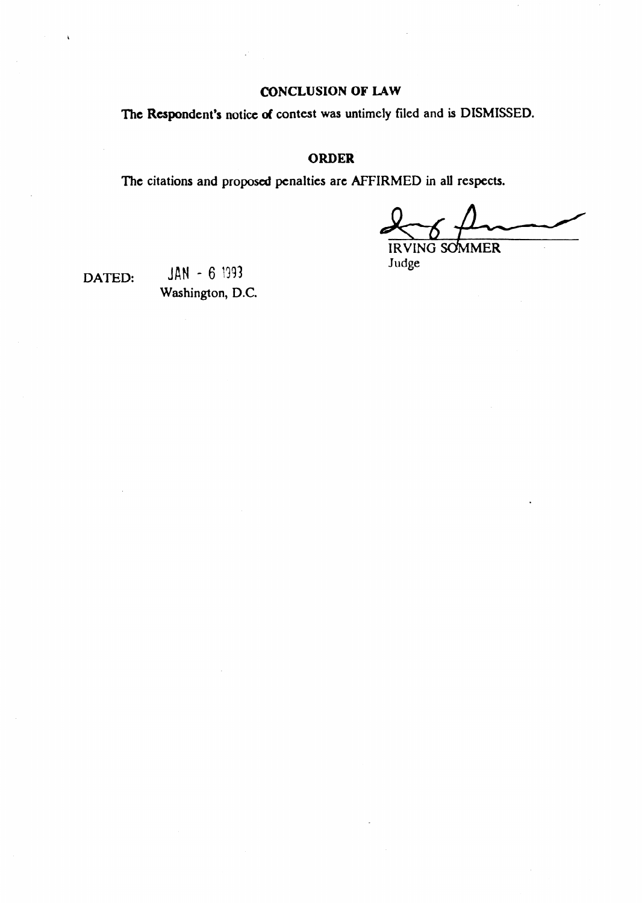## CONCLUSION OF LAW

The Respondent's notice of contest was untimely filed and is DISMISSED.

## ORDER

The citations and proposed penalties are AFFIRMED in all respects.

IRVING SOMMER
Judge

DATED: JAN - 6 1993
Washington, D.C.